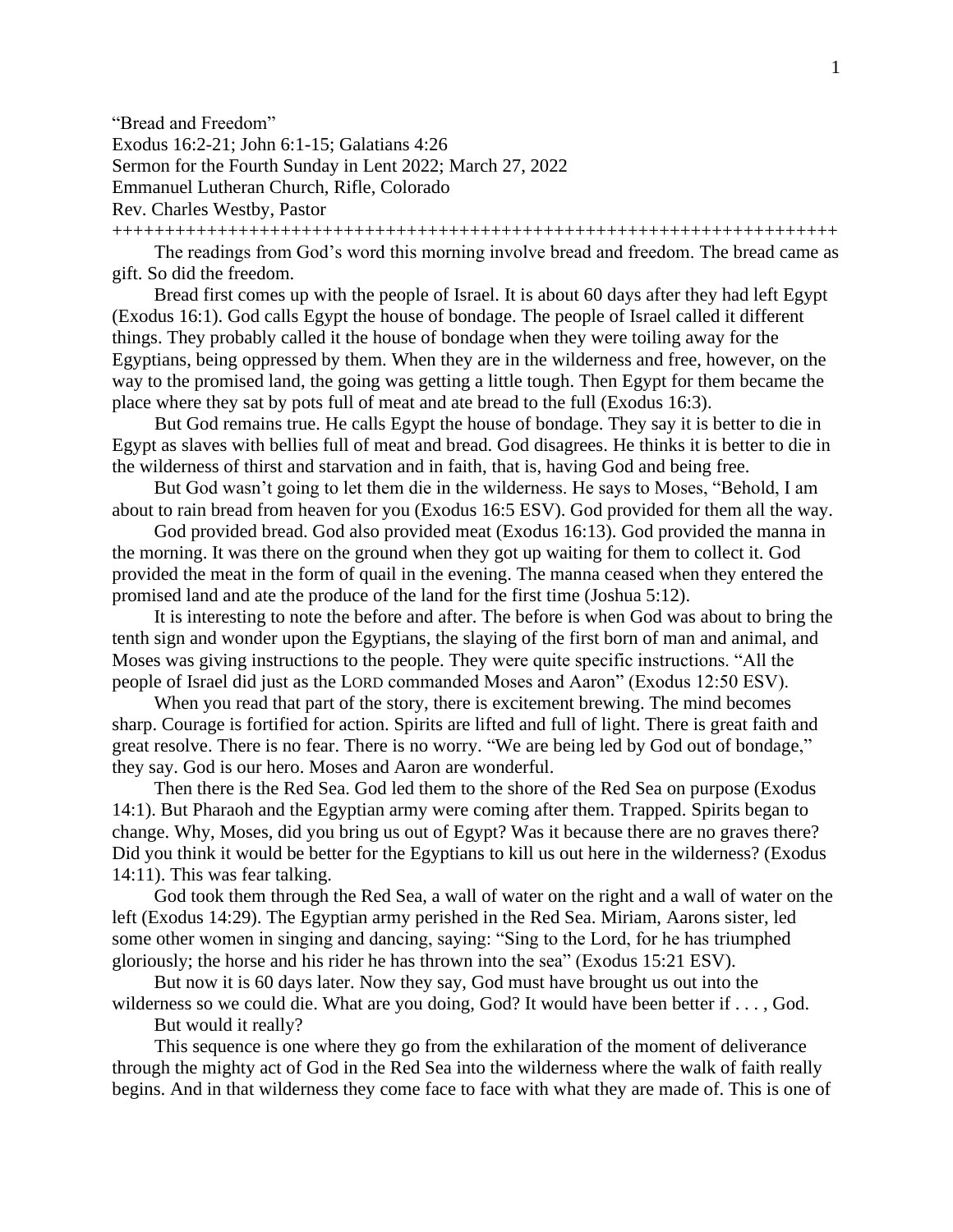"Bread and Freedom"
Exodus 16:2-21; John 6:1-15; Galatians 4:26
Sermon for the Fourth Sunday in Lent 2022; March 27, 2022
Emmanuel Lutheran Church, Rifle, Colorado
Rev. Charles Westby, Pastor
++++++++++++++++++++++++++++++++++++++++++++++++++++++++++++++++++++++++

The readings from God's word this morning involve bread and freedom. The bread came as gift. So did the freedom.

Bread first comes up with the people of Israel. It is about 60 days after they had left Egypt (Exodus 16:1). God calls Egypt the house of bondage. The people of Israel called it different things. They probably called it the house of bondage when they were toiling away for the Egyptians, being oppressed by them. When they are in the wilderness and free, however, on the way to the promised land, the going was getting a little tough. Then Egypt for them became the place where they sat by pots full of meat and ate bread to the full (Exodus 16:3).

But God remains true. He calls Egypt the house of bondage. They say it is better to die in Egypt as slaves with bellies full of meat and bread. God disagrees. He thinks it is better to die in the wilderness of thirst and starvation and in faith, that is, having God and being free.

But God wasn't going to let them die in the wilderness. He says to Moses, "Behold, I am about to rain bread from heaven for you (Exodus 16:5 ESV). God provided for them all the way.

God provided bread. God also provided meat (Exodus 16:13). God provided the manna in the morning. It was there on the ground when they got up waiting for them to collect it. God provided the meat in the form of quail in the evening. The manna ceased when they entered the promised land and ate the produce of the land for the first time (Joshua 5:12).

It is interesting to note the before and after. The before is when God was about to bring the tenth sign and wonder upon the Egyptians, the slaying of the first born of man and animal, and Moses was giving instructions to the people. They were quite specific instructions. "All the people of Israel did just as the LORD commanded Moses and Aaron" (Exodus 12:50 ESV).

When you read that part of the story, there is excitement brewing. The mind becomes sharp. Courage is fortified for action. Spirits are lifted and full of light. There is great faith and great resolve. There is no fear. There is no worry. "We are being led by God out of bondage," they say. God is our hero. Moses and Aaron are wonderful.

Then there is the Red Sea. God led them to the shore of the Red Sea on purpose (Exodus 14:1). But Pharaoh and the Egyptian army were coming after them. Trapped. Spirits began to change. Why, Moses, did you bring us out of Egypt? Was it because there are no graves there? Did you think it would be better for the Egyptians to kill us out here in the wilderness? (Exodus 14:11). This was fear talking.

God took them through the Red Sea, a wall of water on the right and a wall of water on the left (Exodus 14:29). The Egyptian army perished in the Red Sea. Miriam, Aarons sister, led some other women in singing and dancing, saying: "Sing to the Lord, for he has triumphed gloriously; the horse and his rider he has thrown into the sea" (Exodus 15:21 ESV).

But now it is 60 days later. Now they say, God must have brought us out into the wilderness so we could die. What are you doing, God? It would have been better if . . . , God.

But would it really?

This sequence is one where they go from the exhilaration of the moment of deliverance through the mighty act of God in the Red Sea into the wilderness where the walk of faith really begins. And in that wilderness they come face to face with what they are made of. This is one of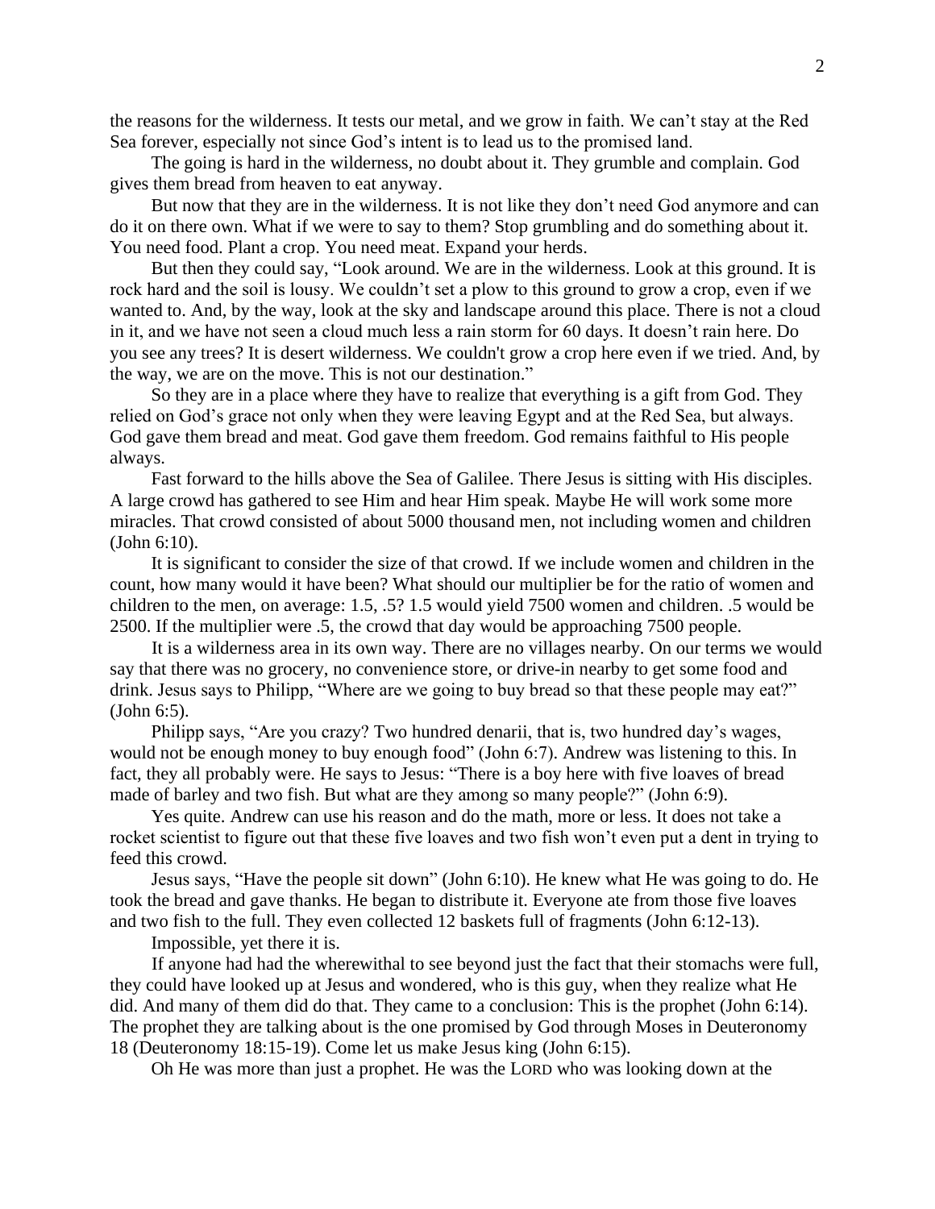the reasons for the wilderness. It tests our metal, and we grow in faith. We can't stay at the Red Sea forever, especially not since God's intent is to lead us to the promised land.

The going is hard in the wilderness, no doubt about it. They grumble and complain. God gives them bread from heaven to eat anyway.

But now that they are in the wilderness. It is not like they don't need God anymore and can do it on there own. What if we were to say to them? Stop grumbling and do something about it. You need food. Plant a crop. You need meat. Expand your herds.

But then they could say, "Look around. We are in the wilderness. Look at this ground. It is rock hard and the soil is lousy. We couldn't set a plow to this ground to grow a crop, even if we wanted to. And, by the way, look at the sky and landscape around this place. There is not a cloud in it, and we have not seen a cloud much less a rain storm for 60 days. It doesn't rain here. Do you see any trees? It is desert wilderness. We couldn't grow a crop here even if we tried. And, by the way, we are on the move. This is not our destination."

So they are in a place where they have to realize that everything is a gift from God. They relied on God's grace not only when they were leaving Egypt and at the Red Sea, but always. God gave them bread and meat. God gave them freedom. God remains faithful to His people always.

Fast forward to the hills above the Sea of Galilee. There Jesus is sitting with His disciples. A large crowd has gathered to see Him and hear Him speak. Maybe He will work some more miracles. That crowd consisted of about 5000 thousand men, not including women and children (John 6:10).

It is significant to consider the size of that crowd. If we include women and children in the count, how many would it have been? What should our multiplier be for the ratio of women and children to the men, on average: 1.5, .5? 1.5 would yield 7500 women and children. .5 would be 2500. If the multiplier were .5, the crowd that day would be approaching 7500 people.

It is a wilderness area in its own way. There are no villages nearby. On our terms we would say that there was no grocery, no convenience store, or drive-in nearby to get some food and drink. Jesus says to Philipp, "Where are we going to buy bread so that these people may eat?" (John 6:5).

Philipp says, "Are you crazy? Two hundred denarii, that is, two hundred day's wages, would not be enough money to buy enough food" (John 6:7). Andrew was listening to this. In fact, they all probably were. He says to Jesus: "There is a boy here with five loaves of bread made of barley and two fish. But what are they among so many people?" (John 6:9).

Yes quite. Andrew can use his reason and do the math, more or less. It does not take a rocket scientist to figure out that these five loaves and two fish won't even put a dent in trying to feed this crowd.

Jesus says, "Have the people sit down" (John 6:10). He knew what He was going to do. He took the bread and gave thanks. He began to distribute it. Everyone ate from those five loaves and two fish to the full. They even collected 12 baskets full of fragments (John 6:12-13).

Impossible, yet there it is.

If anyone had had the wherewithal to see beyond just the fact that their stomachs were full, they could have looked up at Jesus and wondered, who is this guy, when they realize what He did. And many of them did do that. They came to a conclusion: This is the prophet (John 6:14). The prophet they are talking about is the one promised by God through Moses in Deuteronomy 18 (Deuteronomy 18:15-19). Come let us make Jesus king (John 6:15).

Oh He was more than just a prophet. He was the LORD who was looking down at the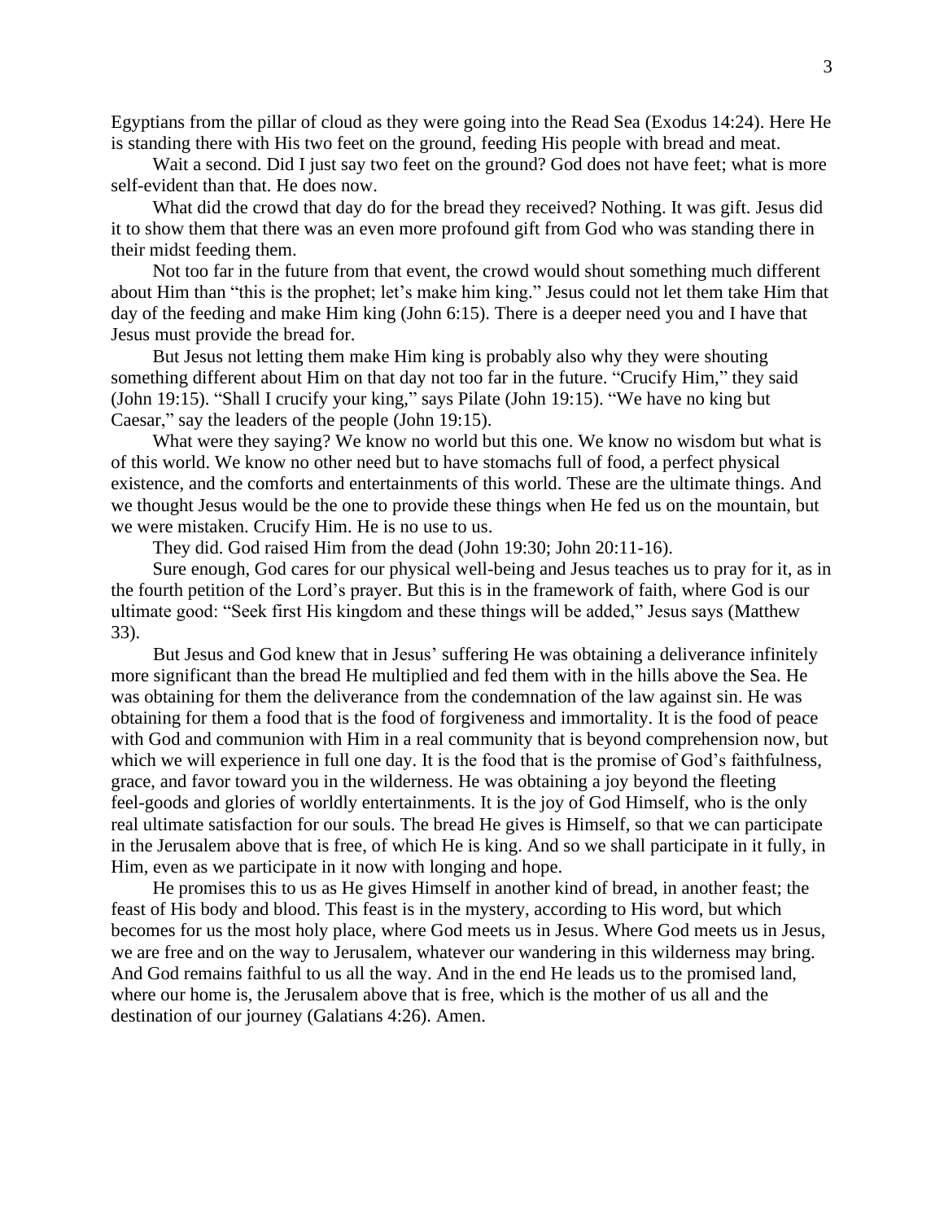Egyptians from the pillar of cloud as they were going into the Read Sea (Exodus 14:24). Here He is standing there with His two feet on the ground, feeding His people with bread and meat.

Wait a second. Did I just say two feet on the ground? God does not have feet; what is more self-evident than that. He does now.

What did the crowd that day do for the bread they received? Nothing. It was gift. Jesus did it to show them that there was an even more profound gift from God who was standing there in their midst feeding them.

Not too far in the future from that event, the crowd would shout something much different about Him than "this is the prophet; let's make him king." Jesus could not let them take Him that day of the feeding and make Him king (John 6:15). There is a deeper need you and I have that Jesus must provide the bread for.

But Jesus not letting them make Him king is probably also why they were shouting something different about Him on that day not too far in the future. "Crucify Him," they said (John 19:15). "Shall I crucify your king," says Pilate (John 19:15). "We have no king but Caesar," say the leaders of the people (John 19:15).

What were they saying? We know no world but this one. We know no wisdom but what is of this world. We know no other need but to have stomachs full of food, a perfect physical existence, and the comforts and entertainments of this world. These are the ultimate things. And we thought Jesus would be the one to provide these things when He fed us on the mountain, but we were mistaken. Crucify Him. He is no use to us.

They did. God raised Him from the dead (John 19:30; John 20:11-16).

Sure enough, God cares for our physical well-being and Jesus teaches us to pray for it, as in the fourth petition of the Lord's prayer. But this is in the framework of faith, where God is our ultimate good: "Seek first His kingdom and these things will be added," Jesus says (Matthew 33).

But Jesus and God knew that in Jesus' suffering He was obtaining a deliverance infinitely more significant than the bread He multiplied and fed them with in the hills above the Sea. He was obtaining for them the deliverance from the condemnation of the law against sin. He was obtaining for them a food that is the food of forgiveness and immortality. It is the food of peace with God and communion with Him in a real community that is beyond comprehension now, but which we will experience in full one day. It is the food that is the promise of God's faithfulness, grace, and favor toward you in the wilderness. He was obtaining a joy beyond the fleeting feel-goods and glories of worldly entertainments. It is the joy of God Himself, who is the only real ultimate satisfaction for our souls. The bread He gives is Himself, so that we can participate in the Jerusalem above that is free, of which He is king. And so we shall participate in it fully, in Him, even as we participate in it now with longing and hope.

He promises this to us as He gives Himself in another kind of bread, in another feast; the feast of His body and blood. This feast is in the mystery, according to His word, but which becomes for us the most holy place, where God meets us in Jesus. Where God meets us in Jesus, we are free and on the way to Jerusalem, whatever our wandering in this wilderness may bring. And God remains faithful to us all the way. And in the end He leads us to the promised land, where our home is, the Jerusalem above that is free, which is the mother of us all and the destination of our journey (Galatians 4:26). Amen.